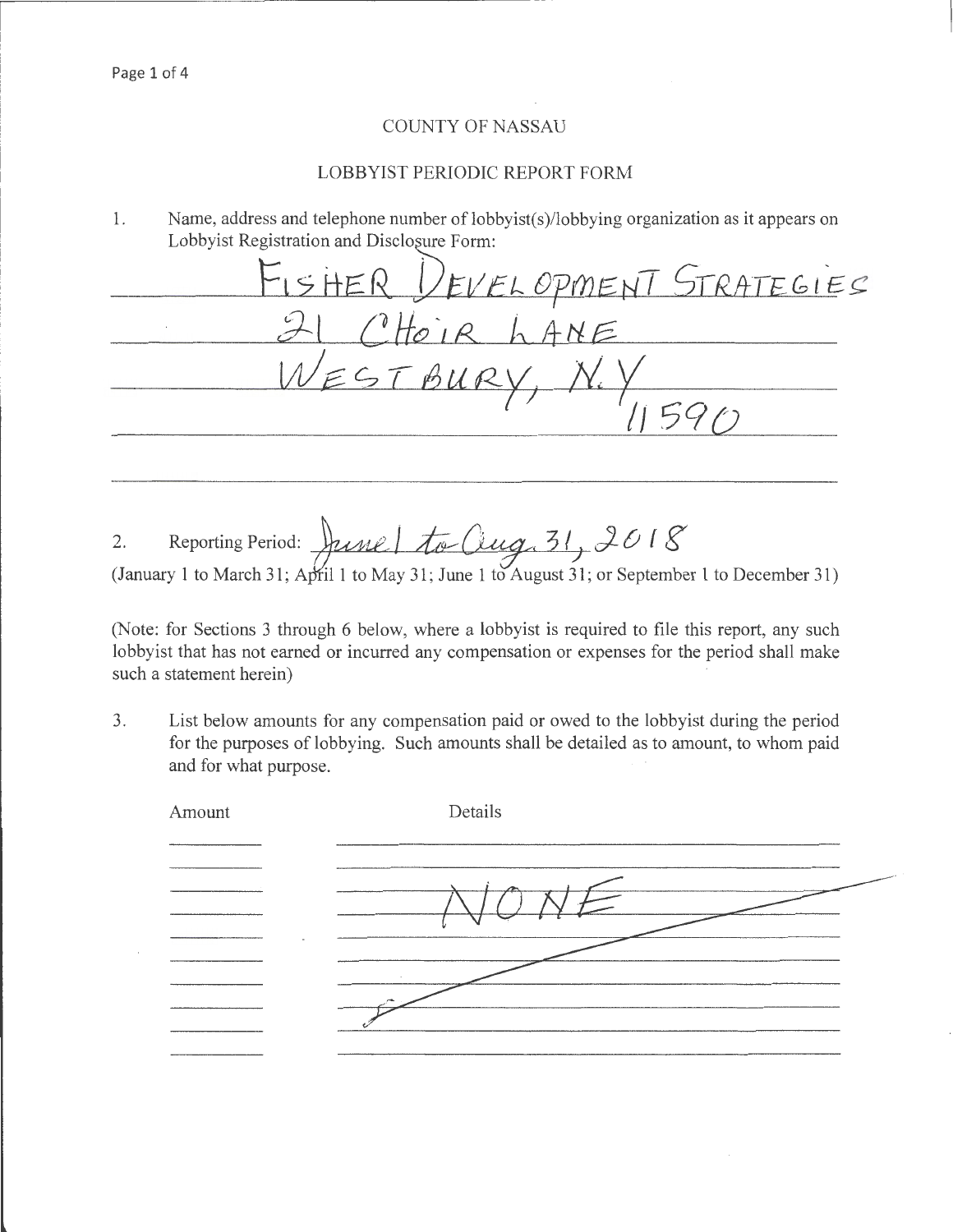# COUNTY OF NASSAU

## LOBBYIST PERIODIC REPORT FORM

1. Name, address and telephone number of lobbyist(s)/lobbying organization as it appears on Lobbyist Registration and Disclosure Form:

   FISHER DEVELOPMENT STRATEGIES
   21 CHOIR LANE
   WESTBURY, N.Y
   11590

2. Reporting Period: June 1 to Aug. 31, 2018

(January 1 to March 31; April 1 to May 31; June 1 to August 31; or September 1 to December 31)

(Note: for Sections 3 through 6 below, where a lobbyist is required to file this report, any such lobbyist that has not earned or incurred any compensation or expenses for the period shall make such a statement herein)

3. List below amounts for any compensation paid or owed to the lobbyist during the period for the purposes of lobbying. Such amounts shall be detailed as to amount, to whom paid and for what purpose.

| Amount | Details |
|---|---|
| | NONE |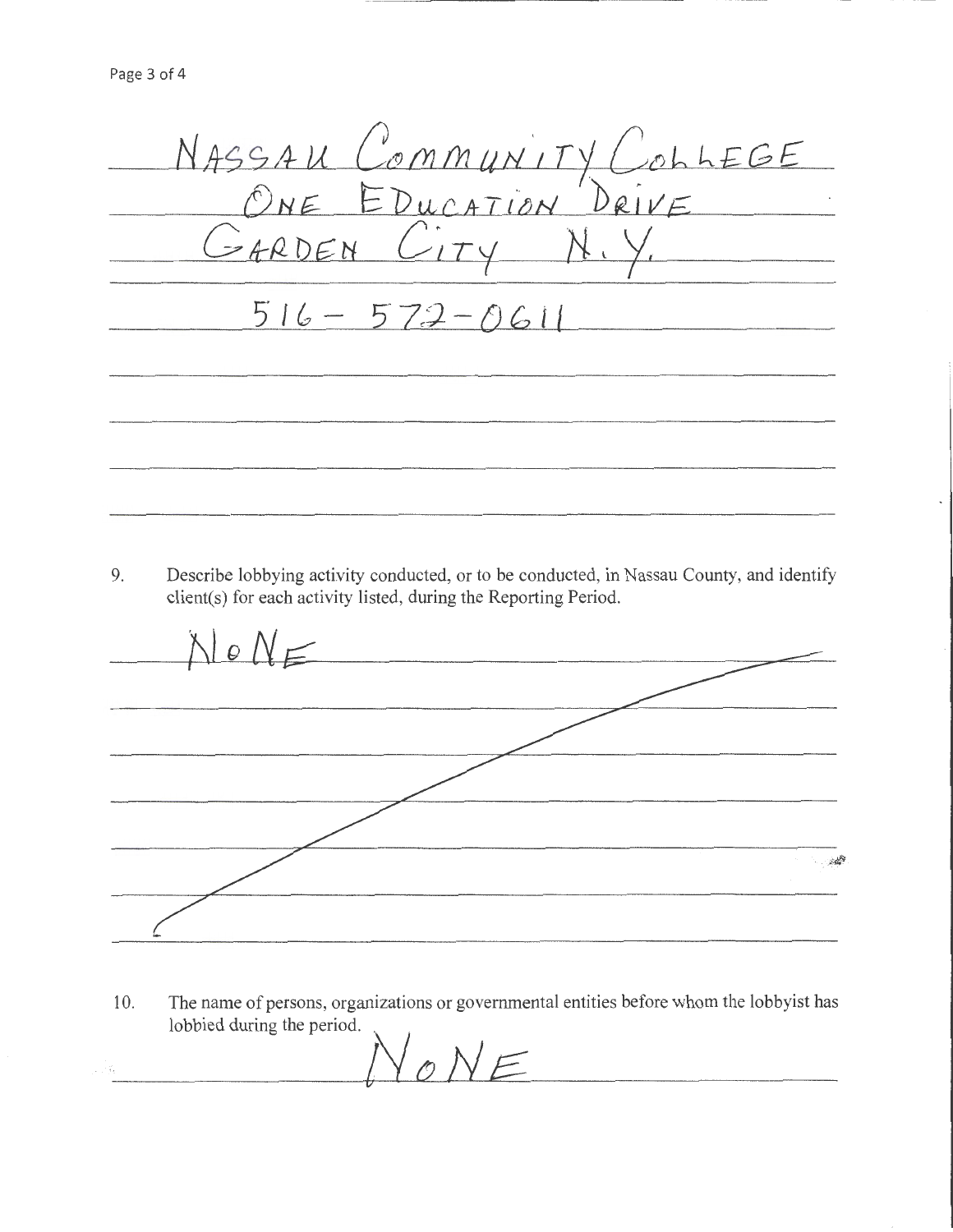NASSAU COMMUNITY COLLEGE
ONE EDUCATION DRIVE
GARDEN CITY N.Y.
516-572-0611

9. Describe lobbying activity conducted, or to be conducted, in Nassau County, and identify client(s) for each activity listed, during the Reporting Period.

NONE

10. The name of persons, organizations or governmental entities before whom the lobbyist has lobbied during the period.

NONE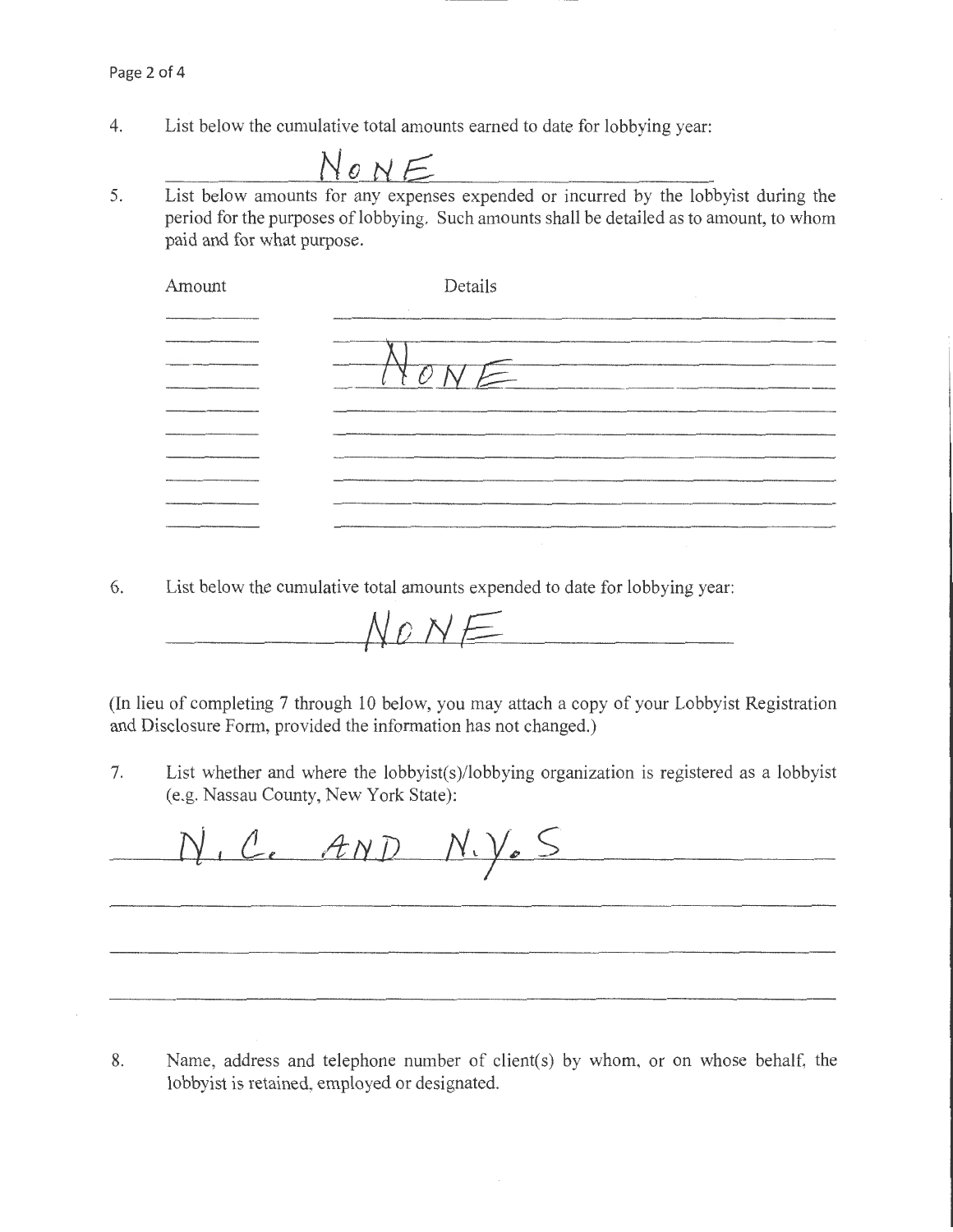4. List below the cumulative total amounts earned to date for lobbying year:

NONE

5. List below amounts for any expenses expended or incurred by the lobbyist during the period for the purposes of lobbying. Such amounts shall be detailed as to amount, to whom paid and for what purpose.

| Amount | Details |
| --- | --- |
| | NONE |

6. List below the cumulative total amounts expended to date for lobbying year:

NONE

(In lieu of completing 7 through 10 below, you may attach a copy of your Lobbyist Registration and Disclosure Form, provided the information has not changed.)

7. List whether and where the lobbyist(s)/lobbying organization is registered as a lobbyist (e.g. Nassau County, New York State):

N.C. AND N.Y.S

8. Name, address and telephone number of client(s) by whom, or on whose behalf, the lobbyist is retained, employed or designated.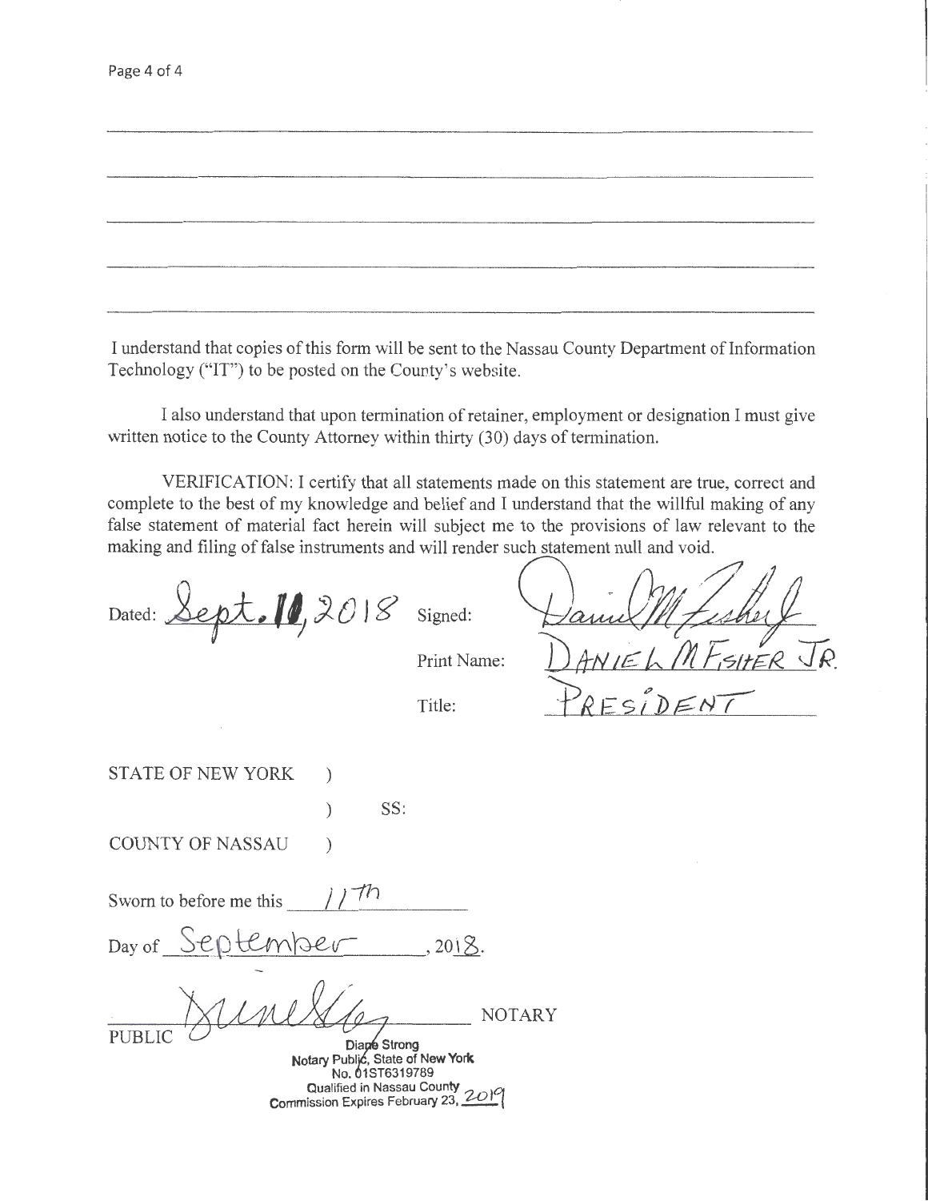\_\_\_\_\_\_\_\_\_\_\_\_\_\_\_\_\_\_\_\_\_\_\_\_\_\_\_\_\_\_\_\_\_\_\_\_\_\_\_\_\_\_\_\_\_\_\_\_\_\_\_\_\_\_\_\_\_\_\_\_\_\_\_\_\_\_

\_\_\_\_\_\_\_\_\_\_\_\_\_\_\_\_\_\_\_\_\_\_\_\_\_\_\_\_\_\_\_\_\_\_\_\_\_\_\_\_\_\_\_\_\_\_\_\_\_\_\_\_\_\_\_\_\_\_\_\_\_\_\_\_\_\_

\_\_\_\_\_\_\_\_\_\_\_\_\_\_\_\_\_\_\_\_\_\_\_\_\_\_\_\_\_\_\_\_\_\_\_\_\_\_\_\_\_\_\_\_\_\_\_\_\_\_\_\_\_\_\_\_\_\_\_\_\_\_\_\_\_\_

\_\_\_\_\_\_\_\_\_\_\_\_\_\_\_\_\_\_\_\_\_\_\_\_\_\_\_\_\_\_\_\_\_\_\_\_\_\_\_\_\_\_\_\_\_\_\_\_\_\_\_\_\_\_\_\_\_\_\_\_\_\_\_\_\_\_

\_\_\_\_\_\_\_\_\_\_\_\_\_\_\_\_\_\_\_\_\_\_\_\_\_\_\_\_\_\_\_\_\_\_\_\_\_\_\_\_\_\_\_\_\_\_\_\_\_\_\_\_\_\_\_\_\_\_\_\_\_\_\_\_\_\_

I understand that copies of this form will be sent to the Nassau County Department of Information Technology ("IT") to be posted on the County's website.

I also understand that upon termination of retainer, employment or designation I must give written notice to the County Attorney within thirty (30) days of termination.

VERIFICATION: I certify that all statements made on this statement are true, correct and complete to the best of my knowledge and belief and I understand that the willful making of any false statement of material fact herein will subject me to the provisions of law relevant to the making and filing of false instruments and will render such statement null and void.

Dated: Sept. 11, 2018 Signed: [signature]

Print Name: DANIEL M FISHER JR.

Title: PRESIDENT

STATE OF NEW YORK )
) SS:
COUNTY OF NASSAU )

Sworn to before me this 11th

Day of September, 2018.

[signature] NOTARY PUBLIC

Diane Strong
Notary Public, State of New York
No. 01ST6319789
Qualified in Nassau County
Commission Expires February 23, 2019